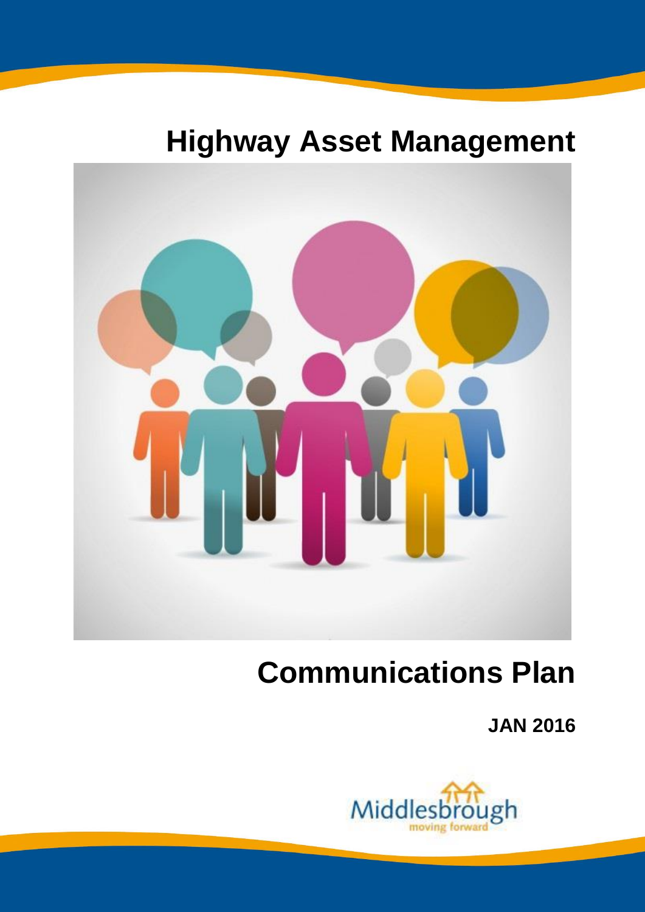# Highway Asset Management

# Communications Plan

**JAN 2016**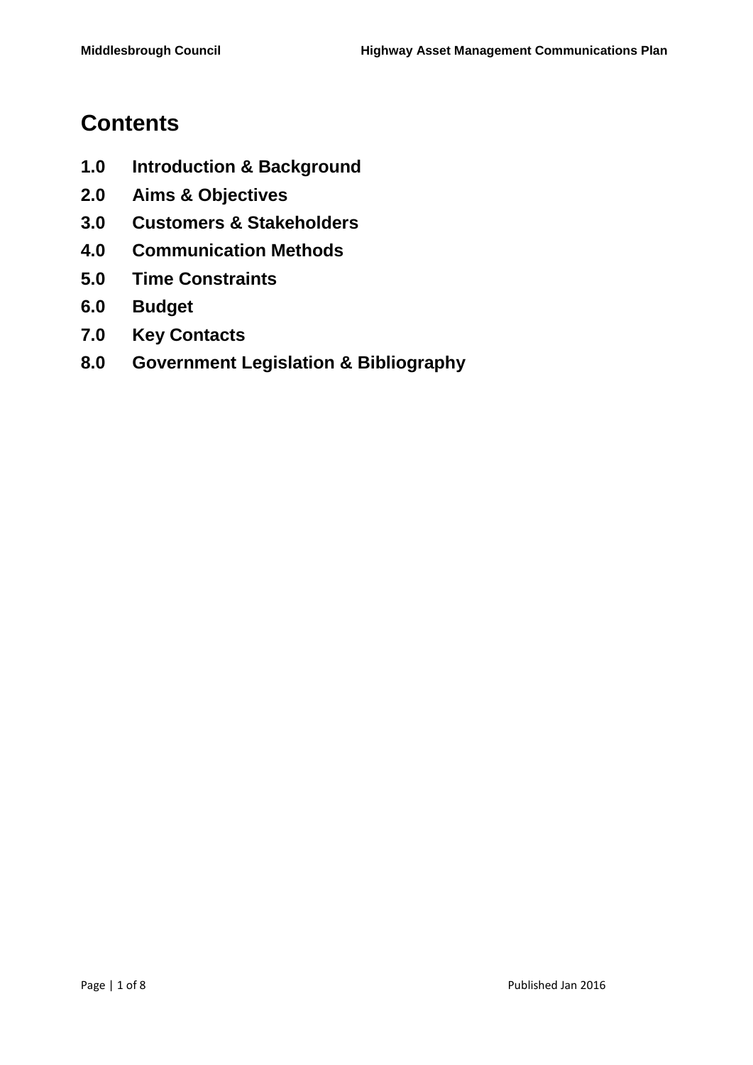# Contents

**1.0 Introduction & Background**

**2.0 Aims & Objectives**

**3.0 Customers & Stakeholders**

**4.0 Communication Methods**

**5.0 Time Constraints**

**6.0 Budget**

**7.0 Key Contacts**

**8.0 Government Legislation & Bibliography**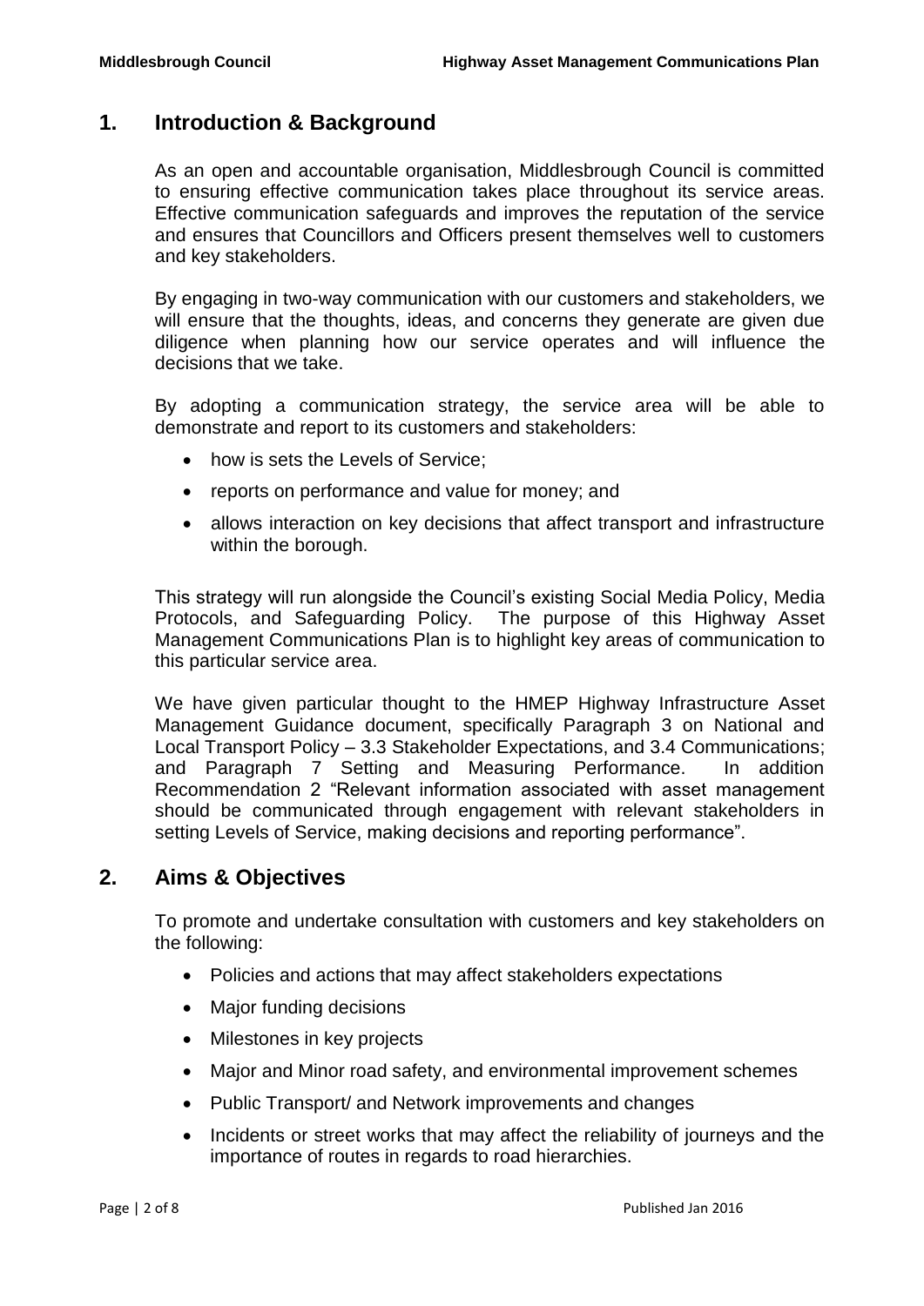## 1. Introduction & Background

As an open and accountable organisation, Middlesbrough Council is committed to ensuring effective communication takes place throughout its service areas. Effective communication safeguards and improves the reputation of the service and ensures that Councillors and Officers present themselves well to customers and key stakeholders.

By engaging in two-way communication with our customers and stakeholders, we will ensure that the thoughts, ideas, and concerns they generate are given due diligence when planning how our service operates and will influence the decisions that we take.

By adopting a communication strategy, the service area will be able to demonstrate and report to its customers and stakeholders:

- how is sets the Levels of Service;
- reports on performance and value for money; and
- allows interaction on key decisions that affect transport and infrastructure within the borough.

This strategy will run alongside the Council's existing Social Media Policy, Media Protocols, and Safeguarding Policy. The purpose of this Highway Asset Management Communications Plan is to highlight key areas of communication to this particular service area.

We have given particular thought to the HMEP Highway Infrastructure Asset Management Guidance document, specifically Paragraph 3 on National and Local Transport Policy – 3.3 Stakeholder Expectations, and 3.4 Communications; and Paragraph 7 Setting and Measuring Performance. In addition Recommendation 2 "Relevant information associated with asset management should be communicated through engagement with relevant stakeholders in setting Levels of Service, making decisions and reporting performance".

## 2. Aims & Objectives

To promote and undertake consultation with customers and key stakeholders on the following:

- Policies and actions that may affect stakeholders expectations
- Major funding decisions
- Milestones in key projects
- Major and Minor road safety, and environmental improvement schemes
- Public Transport/ and Network improvements and changes
- Incidents or street works that may affect the reliability of journeys and the importance of routes in regards to road hierarchies.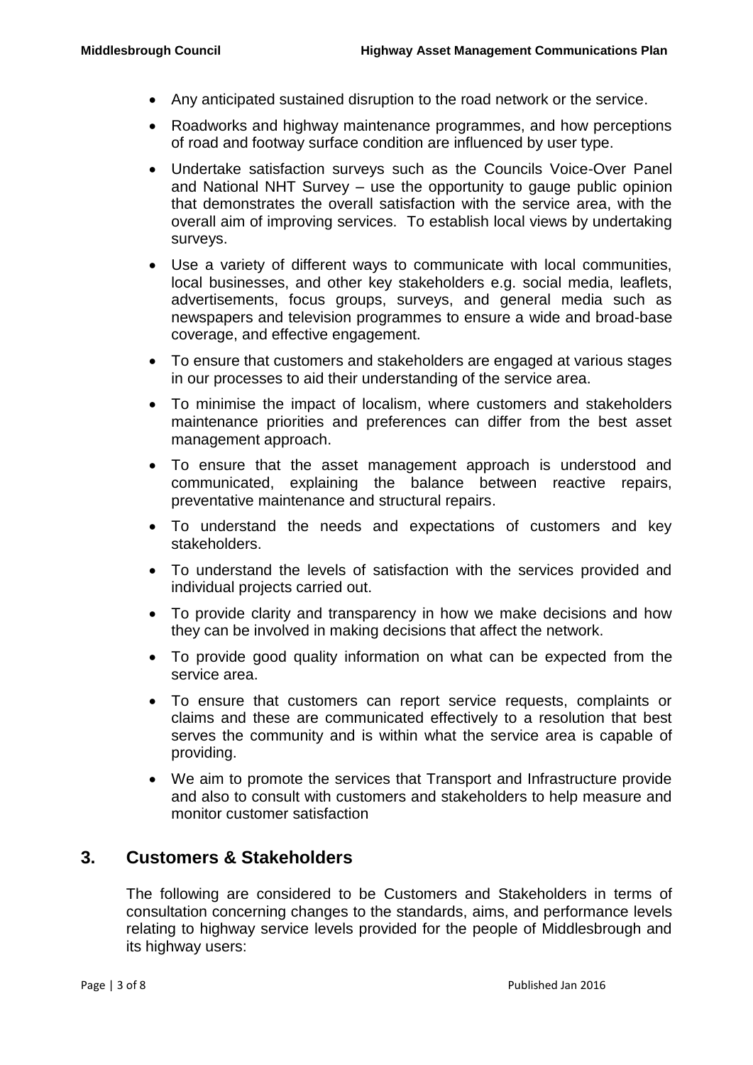- Any anticipated sustained disruption to the road network or the service.
- Roadworks and highway maintenance programmes, and how perceptions of road and footway surface condition are influenced by user type.
- Undertake satisfaction surveys such as the Councils Voice-Over Panel and National NHT Survey – use the opportunity to gauge public opinion that demonstrates the overall satisfaction with the service area, with the overall aim of improving services. To establish local views by undertaking surveys.
- Use a variety of different ways to communicate with local communities, local businesses, and other key stakeholders e.g. social media, leaflets, advertisements, focus groups, surveys, and general media such as newspapers and television programmes to ensure a wide and broad-base coverage, and effective engagement.
- To ensure that customers and stakeholders are engaged at various stages in our processes to aid their understanding of the service area.
- To minimise the impact of localism, where customers and stakeholders maintenance priorities and preferences can differ from the best asset management approach.
- To ensure that the asset management approach is understood and communicated, explaining the balance between reactive repairs, preventative maintenance and structural repairs.
- To understand the needs and expectations of customers and key stakeholders.
- To understand the levels of satisfaction with the services provided and individual projects carried out.
- To provide clarity and transparency in how we make decisions and how they can be involved in making decisions that affect the network.
- To provide good quality information on what can be expected from the service area.
- To ensure that customers can report service requests, complaints or claims and these are communicated effectively to a resolution that best serves the community and is within what the service area is capable of providing.
- We aim to promote the services that Transport and Infrastructure provide and also to consult with customers and stakeholders to help measure and monitor customer satisfaction

## 3. Customers & Stakeholders

The following are considered to be Customers and Stakeholders in terms of consultation concerning changes to the standards, aims, and performance levels relating to highway service levels provided for the people of Middlesbrough and its highway users: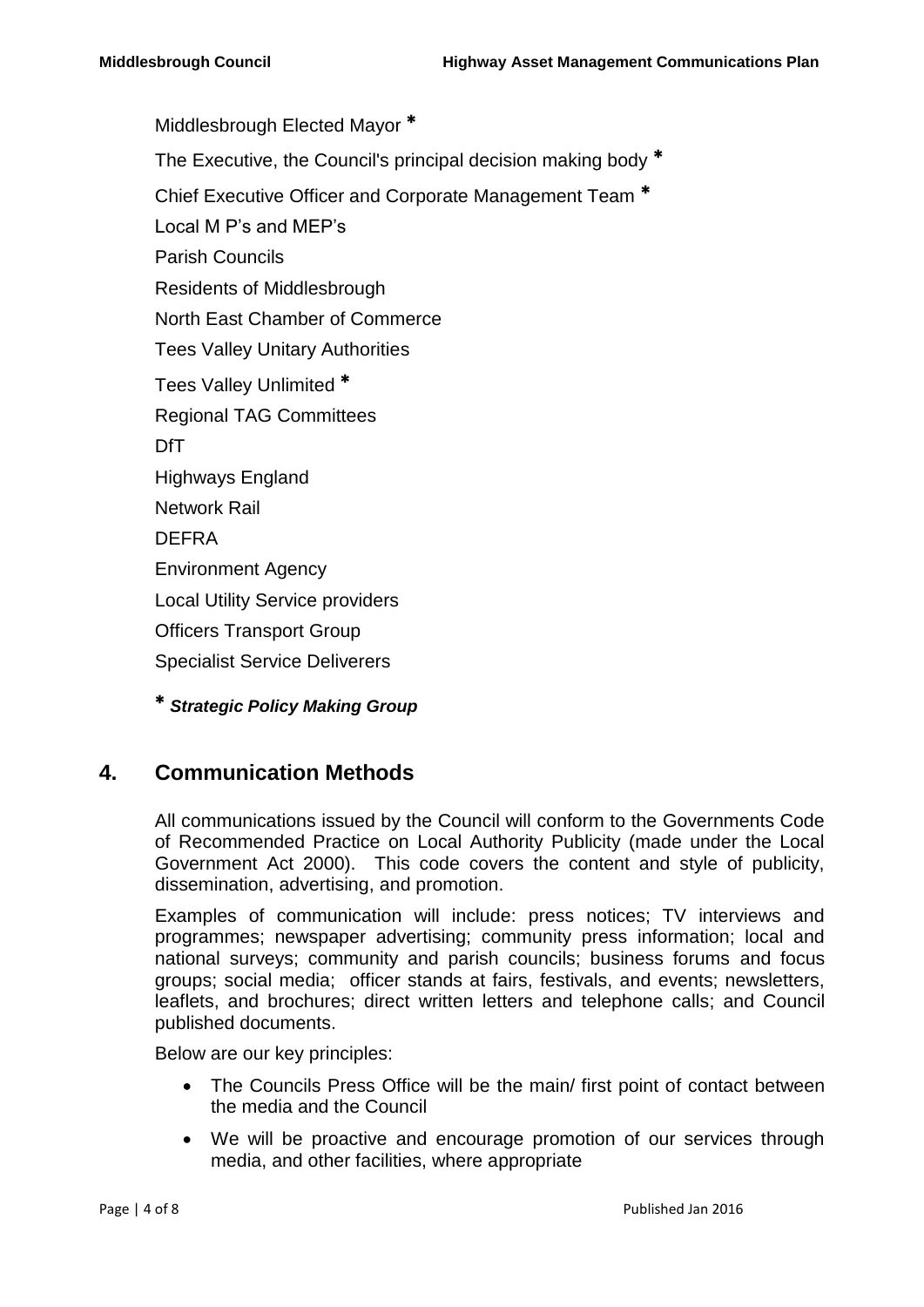Middlesbrough Elected Mayor *

The Executive, the Council's principal decision making body *

Chief Executive Officer and Corporate Management Team *

Local M P's and MEP's

Parish Councils

Residents of Middlesbrough

North East Chamber of Commerce

Tees Valley Unitary Authorities

Tees Valley Unlimited *

Regional TAG Committees

DfT

Highways England

Network Rail

DEFRA

Environment Agency

Local Utility Service providers

Officers Transport Group

Specialist Service Deliverers

*** *Strategic Policy Making Group***

## 4. Communication Methods

All communications issued by the Council will conform to the Governments Code of Recommended Practice on Local Authority Publicity (made under the Local Government Act 2000). This code covers the content and style of publicity, dissemination, advertising, and promotion.

Examples of communication will include: press notices; TV interviews and programmes; newspaper advertising; community press information; local and national surveys; community and parish councils; business forums and focus groups; social media; officer stands at fairs, festivals, and events; newsletters, leaflets, and brochures; direct written letters and telephone calls; and Council published documents.

Below are our key principles:

- The Councils Press Office will be the main/ first point of contact between the media and the Council
- We will be proactive and encourage promotion of our services through media, and other facilities, where appropriate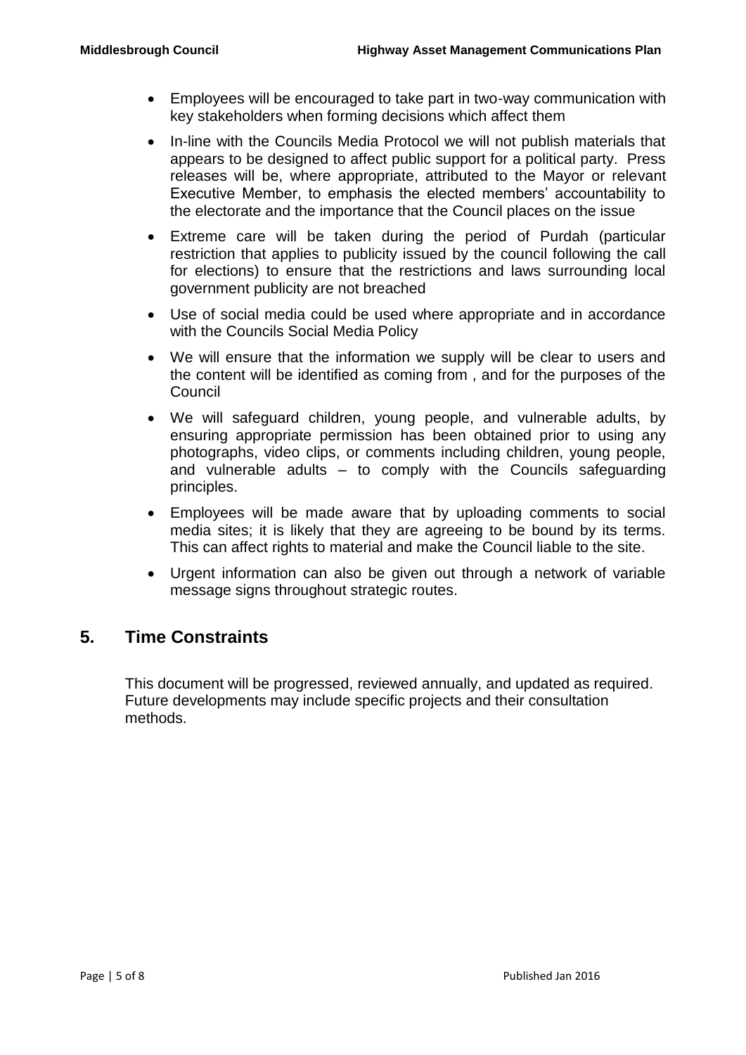- Employees will be encouraged to take part in two-way communication with key stakeholders when forming decisions which affect them
- In-line with the Councils Media Protocol we will not publish materials that appears to be designed to affect public support for a political party. Press releases will be, where appropriate, attributed to the Mayor or relevant Executive Member, to emphasis the elected members' accountability to the electorate and the importance that the Council places on the issue
- Extreme care will be taken during the period of Purdah (particular restriction that applies to publicity issued by the council following the call for elections) to ensure that the restrictions and laws surrounding local government publicity are not breached
- Use of social media could be used where appropriate and in accordance with the Councils Social Media Policy
- We will ensure that the information we supply will be clear to users and the content will be identified as coming from , and for the purposes of the Council
- We will safeguard children, young people, and vulnerable adults, by ensuring appropriate permission has been obtained prior to using any photographs, video clips, or comments including children, young people, and vulnerable adults – to comply with the Councils safeguarding principles.
- Employees will be made aware that by uploading comments to social media sites; it is likely that they are agreeing to be bound by its terms. This can affect rights to material and make the Council liable to the site.
- Urgent information can also be given out through a network of variable message signs throughout strategic routes.

## 5. Time Constraints

This document will be progressed, reviewed annually, and updated as required. Future developments may include specific projects and their consultation methods.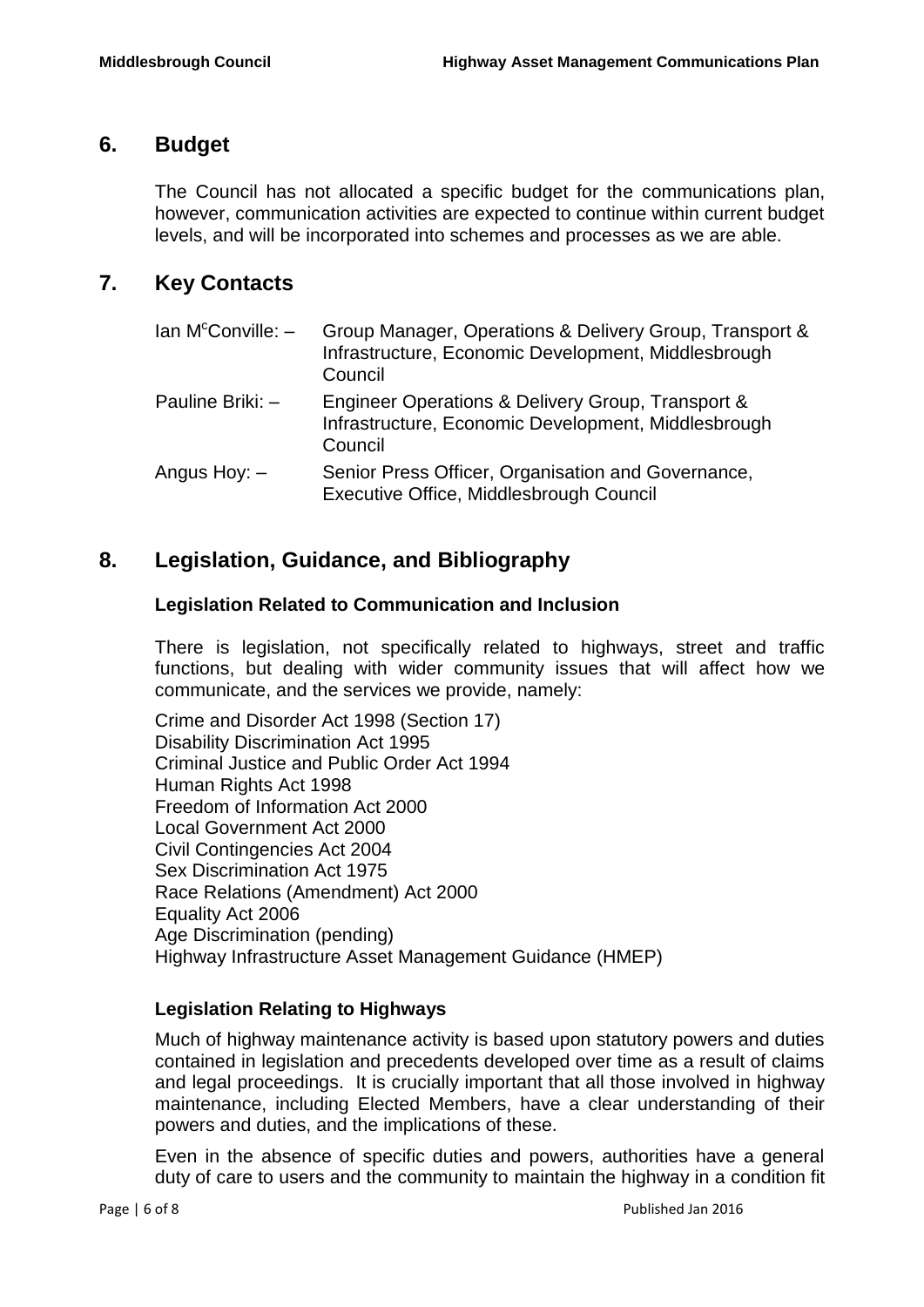## 6. Budget

The Council has not allocated a specific budget for the communications plan, however, communication activities are expected to continue within current budget levels, and will be incorporated into schemes and processes as we are able.

## 7. Key Contacts

| | |
|---|---|
| Ian M[c]Conville: – | Group Manager, Operations & Delivery Group, Transport & Infrastructure, Economic Development, Middlesbrough Council |
| Pauline Briki: – | Engineer Operations & Delivery Group, Transport & Infrastructure, Economic Development, Middlesbrough Council |
| Angus Hoy: – | Senior Press Officer, Organisation and Governance, Executive Office, Middlesbrough Council |

## 8. Legislation, Guidance, and Bibliography

### Legislation Related to Communication and Inclusion

There is legislation, not specifically related to highways, street and traffic functions, but dealing with wider community issues that will affect how we communicate, and the services we provide, namely:

Crime and Disorder Act 1998 (Section 17)
Disability Discrimination Act 1995
Criminal Justice and Public Order Act 1994
Human Rights Act 1998
Freedom of Information Act 2000
Local Government Act 2000
Civil Contingencies Act 2004
Sex Discrimination Act 1975
Race Relations (Amendment) Act 2000
Equality Act 2006
Age Discrimination (pending)
Highway Infrastructure Asset Management Guidance (HMEP)

### Legislation Relating to Highways

Much of highway maintenance activity is based upon statutory powers and duties contained in legislation and precedents developed over time as a result of claims and legal proceedings. It is crucially important that all those involved in highway maintenance, including Elected Members, have a clear understanding of their powers and duties, and the implications of these.

Even in the absence of specific duties and powers, authorities have a general duty of care to users and the community to maintain the highway in a condition fit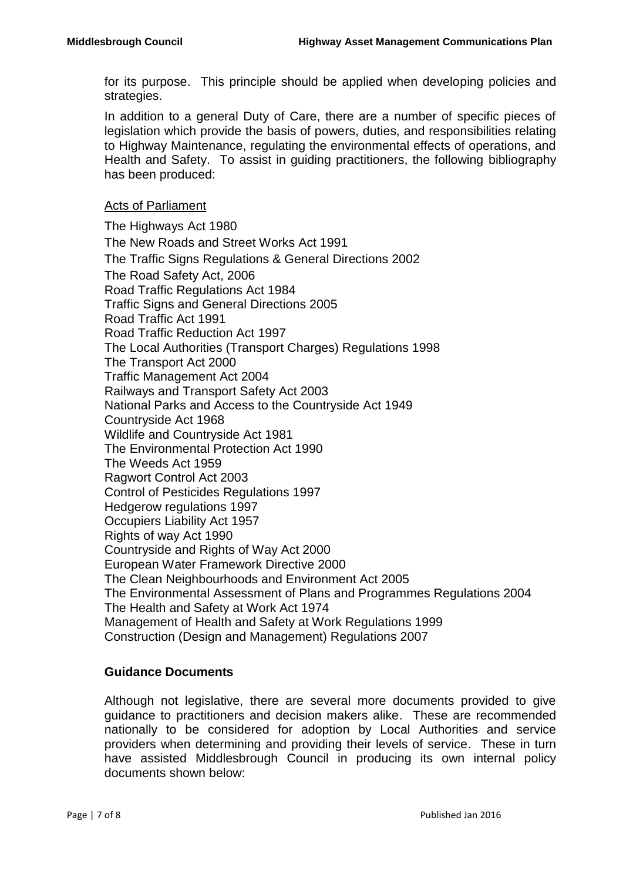for its purpose. This principle should be applied when developing policies and strategies.

In addition to a general Duty of Care, there are a number of specific pieces of legislation which provide the basis of powers, duties, and responsibilities relating to Highway Maintenance, regulating the environmental effects of operations, and Health and Safety. To assist in guiding practitioners, the following bibliography has been produced:

Acts of Parliament

The Highways Act 1980
The New Roads and Street Works Act 1991
The Traffic Signs Regulations & General Directions 2002
The Road Safety Act, 2006
Road Traffic Regulations Act 1984
Traffic Signs and General Directions 2005
Road Traffic Act 1991
Road Traffic Reduction Act 1997
The Local Authorities (Transport Charges) Regulations 1998
The Transport Act 2000
Traffic Management Act 2004
Railways and Transport Safety Act 2003
National Parks and Access to the Countryside Act 1949
Countryside Act 1968
Wildlife and Countryside Act 1981
The Environmental Protection Act 1990
The Weeds Act 1959
Ragwort Control Act 2003
Control of Pesticides Regulations 1997
Hedgerow regulations 1997
Occupiers Liability Act 1957
Rights of way Act 1990
Countryside and Rights of Way Act 2000
European Water Framework Directive 2000
The Clean Neighbourhoods and Environment Act 2005
The Environmental Assessment of Plans and Programmes Regulations 2004
The Health and Safety at Work Act 1974
Management of Health and Safety at Work Regulations 1999
Construction (Design and Management) Regulations 2007

**Guidance Documents**

Although not legislative, there are several more documents provided to give guidance to practitioners and decision makers alike. These are recommended nationally to be considered for adoption by Local Authorities and service providers when determining and providing their levels of service. These in turn have assisted Middlesbrough Council in producing its own internal policy documents shown below: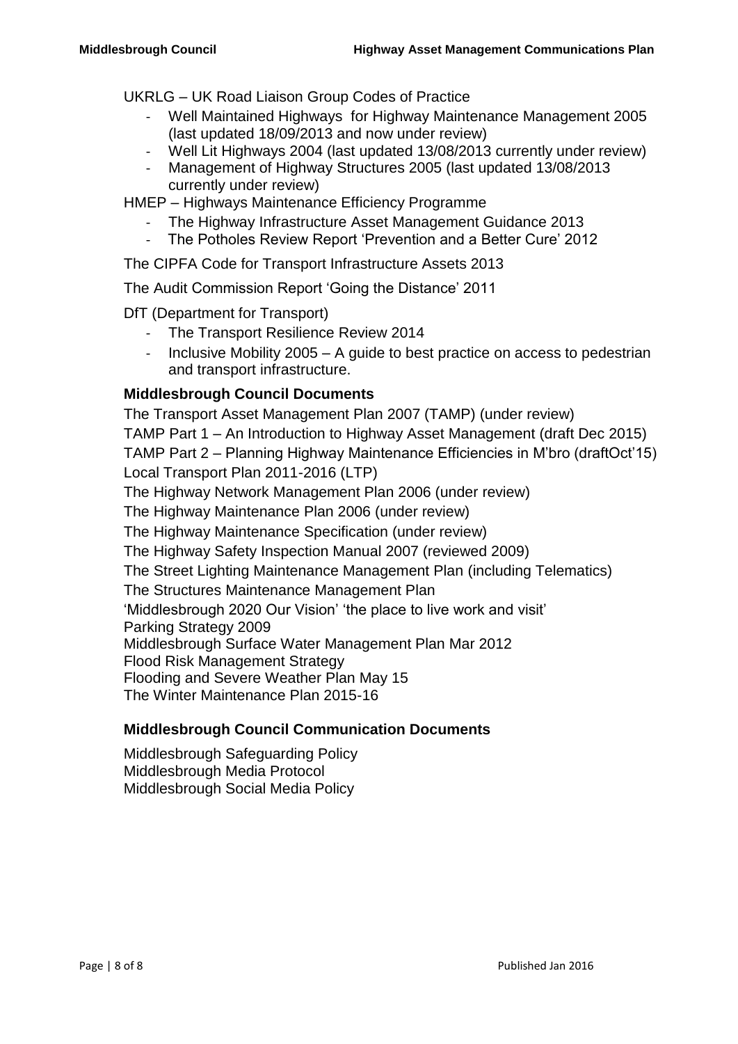UKRLG – UK Road Liaison Group Codes of Practice

- Well Maintained Highways for Highway Maintenance Management 2005 (last updated 18/09/2013 and now under review)
- Well Lit Highways 2004 (last updated 13/08/2013 currently under review)
- Management of Highway Structures 2005 (last updated 13/08/2013 currently under review)

HMEP – Highways Maintenance Efficiency Programme

- The Highway Infrastructure Asset Management Guidance 2013
- The Potholes Review Report 'Prevention and a Better Cure' 2012

The CIPFA Code for Transport Infrastructure Assets 2013

The Audit Commission Report 'Going the Distance' 2011

DfT (Department for Transport)

- The Transport Resilience Review 2014
- Inclusive Mobility 2005 – A guide to best practice on access to pedestrian and transport infrastructure.

**Middlesbrough Council Documents**

The Transport Asset Management Plan 2007 (TAMP) (under review)

TAMP Part 1 – An Introduction to Highway Asset Management (draft Dec 2015)

TAMP Part 2 – Planning Highway Maintenance Efficiencies in M'bro (draftOct'15)

Local Transport Plan 2011-2016 (LTP)

The Highway Network Management Plan 2006 (under review)

The Highway Maintenance Plan 2006 (under review)

The Highway Maintenance Specification (under review)

The Highway Safety Inspection Manual 2007 (reviewed 2009)

The Street Lighting Maintenance Management Plan (including Telematics)

The Structures Maintenance Management Plan

'Middlesbrough 2020 Our Vision' 'the place to live work and visit'
Parking Strategy 2009
Middlesbrough Surface Water Management Plan Mar 2012
Flood Risk Management Strategy
Flooding and Severe Weather Plan May 15
The Winter Maintenance Plan 2015-16

**Middlesbrough Council Communication Documents**

Middlesbrough Safeguarding Policy
Middlesbrough Media Protocol
Middlesbrough Social Media Policy